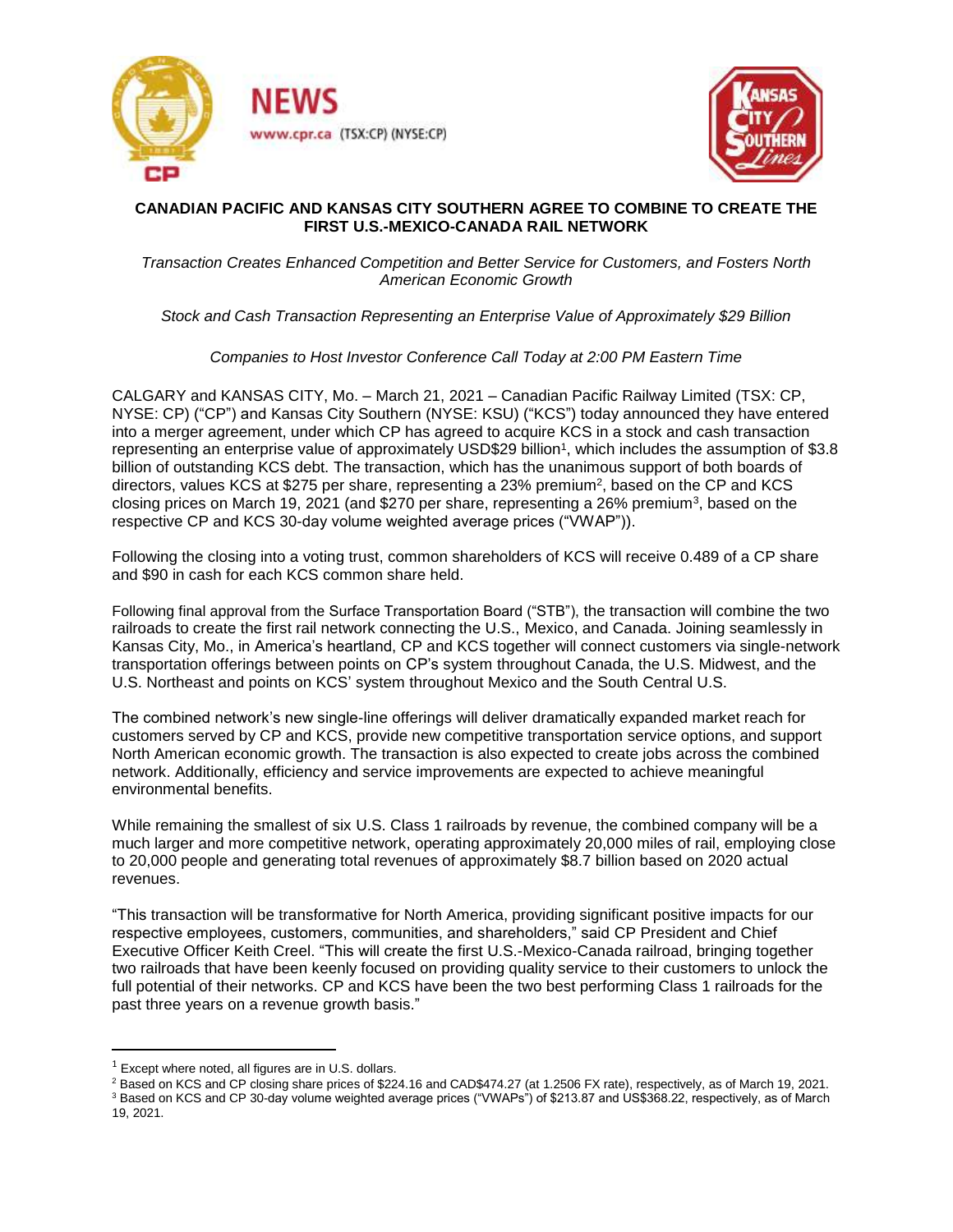NEWS

www.cpr.ca (TSX:CP) (NYSE:CP)

# CANADIAN PACIFIC AND KANSAS CITY SOUTHERN AGREE TO COMBINE TO CREATE THE FIRST U.S.-MEXICO-CANADA RAIL NETWORK

*Transaction Creates Enhanced Competition and Better Service for Customers, and Fosters North American Economic Growth*

*Stock and Cash Transaction Representing an Enterprise Value of Approximately $29 Billion*

*Companies to Host Investor Conference Call Today at 2:00 PM Eastern Time*

CALGARY and KANSAS CITY, Mo. – March 21, 2021 – Canadian Pacific Railway Limited (TSX: CP, NYSE: CP) ("CP") and Kansas City Southern (NYSE: KSU) ("KCS") today announced they have entered into a merger agreement, under which CP has agreed to acquire KCS in a stock and cash transaction representing an enterprise value of approximately USD$29 billion[1], which includes the assumption of $3.8 billion of outstanding KCS debt. The transaction, which has the unanimous support of both boards of directors, values KCS at $275 per share, representing a 23% premium[2], based on the CP and KCS closing prices on March 19, 2021 (and $270 per share, representing a 26% premium[3], based on the respective CP and KCS 30-day volume weighted average prices ("VWAP")).

Following the closing into a voting trust, common shareholders of KCS will receive 0.489 of a CP share and $90 in cash for each KCS common share held.

Following final approval from the Surface Transportation Board ("STB"), the transaction will combine the two railroads to create the first rail network connecting the U.S., Mexico, and Canada. Joining seamlessly in Kansas City, Mo., in America's heartland, CP and KCS together will connect customers via single-network transportation offerings between points on CP's system throughout Canada, the U.S. Midwest, and the U.S. Northeast and points on KCS' system throughout Mexico and the South Central U.S.

The combined network's new single-line offerings will deliver dramatically expanded market reach for customers served by CP and KCS, provide new competitive transportation service options, and support North American economic growth. The transaction is also expected to create jobs across the combined network. Additionally, efficiency and service improvements are expected to achieve meaningful environmental benefits.

While remaining the smallest of six U.S. Class 1 railroads by revenue, the combined company will be a much larger and more competitive network, operating approximately 20,000 miles of rail, employing close to 20,000 people and generating total revenues of approximately $8.7 billion based on 2020 actual revenues.

"This transaction will be transformative for North America, providing significant positive impacts for our respective employees, customers, communities, and shareholders," said CP President and Chief Executive Officer Keith Creel. "This will create the first U.S.-Mexico-Canada railroad, bringing together two railroads that have been keenly focused on providing quality service to their customers to unlock the full potential of their networks. CP and KCS have been the two best performing Class 1 railroads for the past three years on a revenue growth basis."

---

[1] Except where noted, all figures are in U.S. dollars.

[2] Based on KCS and CP closing share prices of $224.16 and CAD$474.27 (at 1.2506 FX rate), respectively, as of March 19, 2021.

[3] Based on KCS and CP 30-day volume weighted average prices ("VWAPs") of $213.87 and US$368.22, respectively, as of March 19, 2021.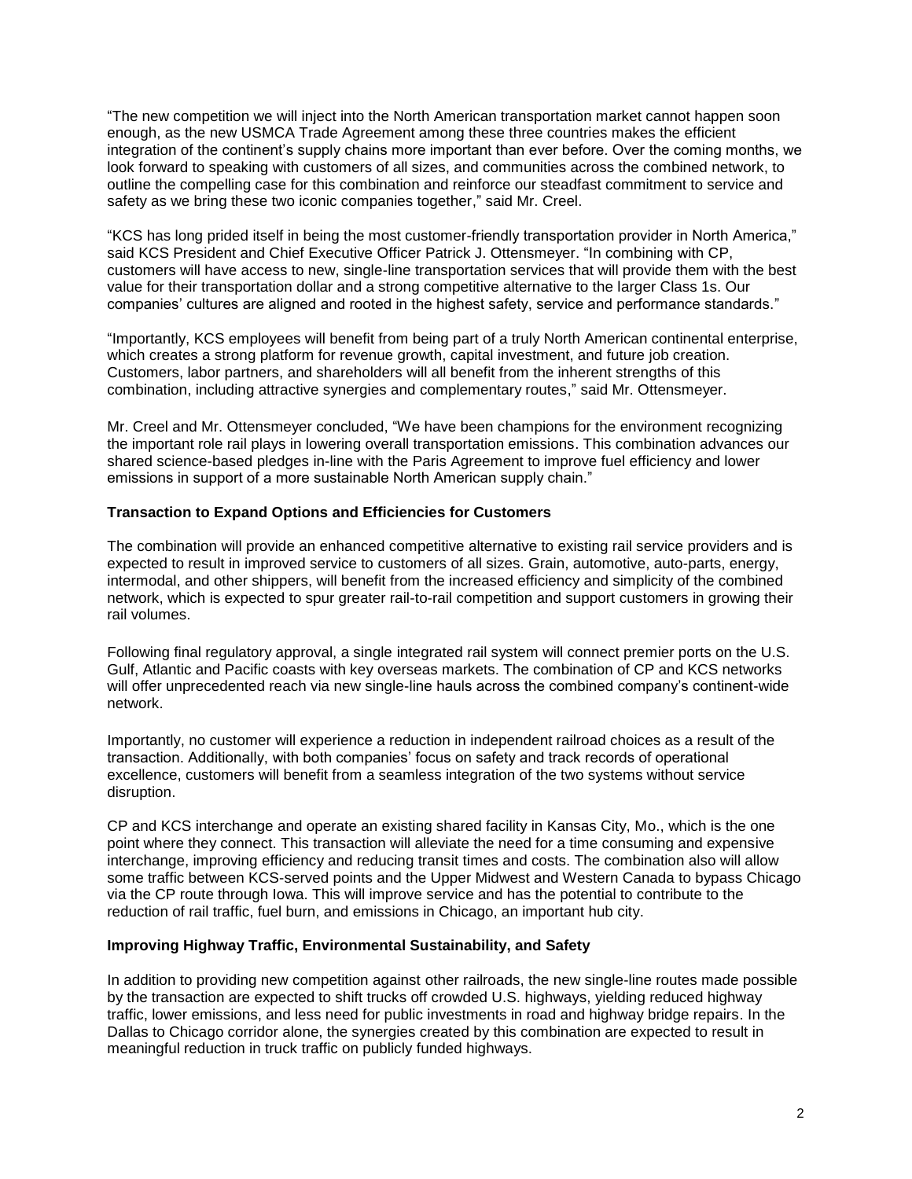"The new competition we will inject into the North American transportation market cannot happen soon enough, as the new USMCA Trade Agreement among these three countries makes the efficient integration of the continent's supply chains more important than ever before. Over the coming months, we look forward to speaking with customers of all sizes, and communities across the combined network, to outline the compelling case for this combination and reinforce our steadfast commitment to service and safety as we bring these two iconic companies together," said Mr. Creel.

"KCS has long prided itself in being the most customer-friendly transportation provider in North America," said KCS President and Chief Executive Officer Patrick J. Ottensmeyer. "In combining with CP, customers will have access to new, single-line transportation services that will provide them with the best value for their transportation dollar and a strong competitive alternative to the larger Class 1s. Our companies' cultures are aligned and rooted in the highest safety, service and performance standards."

"Importantly, KCS employees will benefit from being part of a truly North American continental enterprise, which creates a strong platform for revenue growth, capital investment, and future job creation. Customers, labor partners, and shareholders will all benefit from the inherent strengths of this combination, including attractive synergies and complementary routes," said Mr. Ottensmeyer.

Mr. Creel and Mr. Ottensmeyer concluded, "We have been champions for the environment recognizing the important role rail plays in lowering overall transportation emissions. This combination advances our shared science-based pledges in-line with the Paris Agreement to improve fuel efficiency and lower emissions in support of a more sustainable North American supply chain."

**Transaction to Expand Options and Efficiencies for Customers**

The combination will provide an enhanced competitive alternative to existing rail service providers and is expected to result in improved service to customers of all sizes. Grain, automotive, auto-parts, energy, intermodal, and other shippers, will benefit from the increased efficiency and simplicity of the combined network, which is expected to spur greater rail-to-rail competition and support customers in growing their rail volumes.

Following final regulatory approval, a single integrated rail system will connect premier ports on the U.S. Gulf, Atlantic and Pacific coasts with key overseas markets. The combination of CP and KCS networks will offer unprecedented reach via new single-line hauls across the combined company's continent-wide network.

Importantly, no customer will experience a reduction in independent railroad choices as a result of the transaction. Additionally, with both companies' focus on safety and track records of operational excellence, customers will benefit from a seamless integration of the two systems without service disruption.

CP and KCS interchange and operate an existing shared facility in Kansas City, Mo., which is the one point where they connect. This transaction will alleviate the need for a time consuming and expensive interchange, improving efficiency and reducing transit times and costs. The combination also will allow some traffic between KCS-served points and the Upper Midwest and Western Canada to bypass Chicago via the CP route through Iowa. This will improve service and has the potential to contribute to the reduction of rail traffic, fuel burn, and emissions in Chicago, an important hub city.

**Improving Highway Traffic, Environmental Sustainability, and Safety**

In addition to providing new competition against other railroads, the new single-line routes made possible by the transaction are expected to shift trucks off crowded U.S. highways, yielding reduced highway traffic, lower emissions, and less need for public investments in road and highway bridge repairs. In the Dallas to Chicago corridor alone, the synergies created by this combination are expected to result in meaningful reduction in truck traffic on publicly funded highways.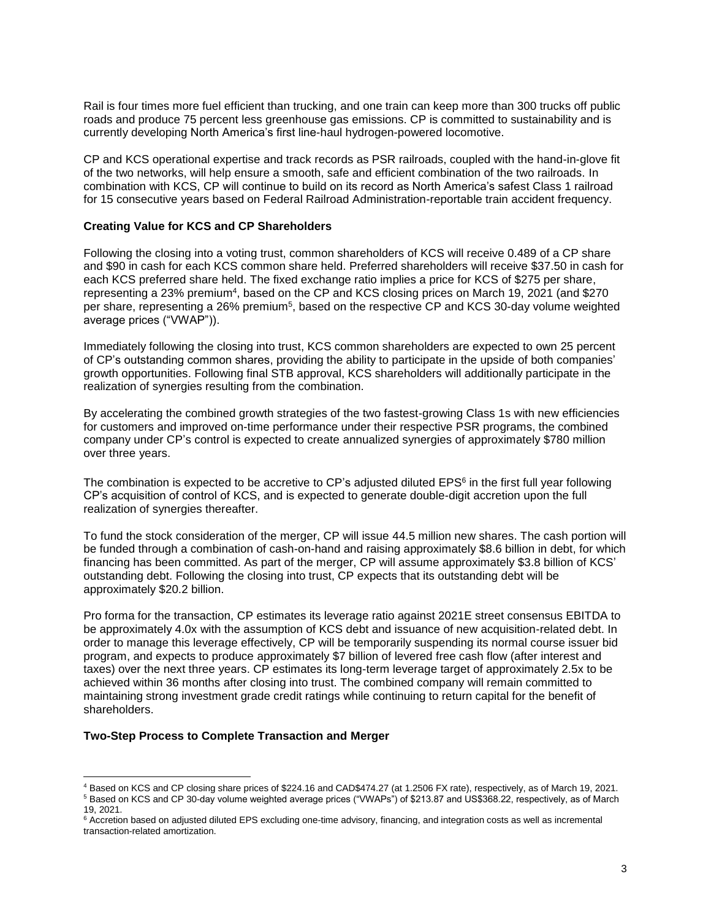Rail is four times more fuel efficient than trucking, and one train can keep more than 300 trucks off public roads and produce 75 percent less greenhouse gas emissions. CP is committed to sustainability and is currently developing North America's first line-haul hydrogen-powered locomotive.

CP and KCS operational expertise and track records as PSR railroads, coupled with the hand-in-glove fit of the two networks, will help ensure a smooth, safe and efficient combination of the two railroads. In combination with KCS, CP will continue to build on its record as North America's safest Class 1 railroad for 15 consecutive years based on Federal Railroad Administration-reportable train accident frequency.

**Creating Value for KCS and CP Shareholders**

Following the closing into a voting trust, common shareholders of KCS will receive 0.489 of a CP share and $90 in cash for each KCS common share held. Preferred shareholders will receive $37.50 in cash for each KCS preferred share held. The fixed exchange ratio implies a price for KCS of $275 per share, representing a 23% premium[4], based on the CP and KCS closing prices on March 19, 2021 (and $270 per share, representing a 26% premium[5], based on the respective CP and KCS 30-day volume weighted average prices ("VWAP")).

Immediately following the closing into trust, KCS common shareholders are expected to own 25 percent of CP's outstanding common shares, providing the ability to participate in the upside of both companies' growth opportunities. Following final STB approval, KCS shareholders will additionally participate in the realization of synergies resulting from the combination.

By accelerating the combined growth strategies of the two fastest-growing Class 1s with new efficiencies for customers and improved on-time performance under their respective PSR programs, the combined company under CP's control is expected to create annualized synergies of approximately $780 million over three years.

The combination is expected to be accretive to CP's adjusted diluted EPS[6] in the first full year following CP's acquisition of control of KCS, and is expected to generate double-digit accretion upon the full realization of synergies thereafter.

To fund the stock consideration of the merger, CP will issue 44.5 million new shares. The cash portion will be funded through a combination of cash-on-hand and raising approximately $8.6 billion in debt, for which financing has been committed. As part of the merger, CP will assume approximately $3.8 billion of KCS' outstanding debt. Following the closing into trust, CP expects that its outstanding debt will be approximately $20.2 billion.

Pro forma for the transaction, CP estimates its leverage ratio against 2021E street consensus EBITDA to be approximately 4.0x with the assumption of KCS debt and issuance of new acquisition-related debt. In order to manage this leverage effectively, CP will be temporarily suspending its normal course issuer bid program, and expects to produce approximately $7 billion of levered free cash flow (after interest and taxes) over the next three years. CP estimates its long-term leverage target of approximately 2.5x to be achieved within 36 months after closing into trust. The combined company will remain committed to maintaining strong investment grade credit ratings while continuing to return capital for the benefit of shareholders.

**Two-Step Process to Complete Transaction and Merger**

---

[4] Based on KCS and CP closing share prices of $224.16 and CAD$474.27 (at 1.2506 FX rate), respectively, as of March 19, 2021.

[5] Based on KCS and CP 30-day volume weighted average prices ("VWAPs") of $213.87 and US$368.22, respectively, as of March 19, 2021.

[6] Accretion based on adjusted diluted EPS excluding one-time advisory, financing, and integration costs as well as incremental transaction-related amortization.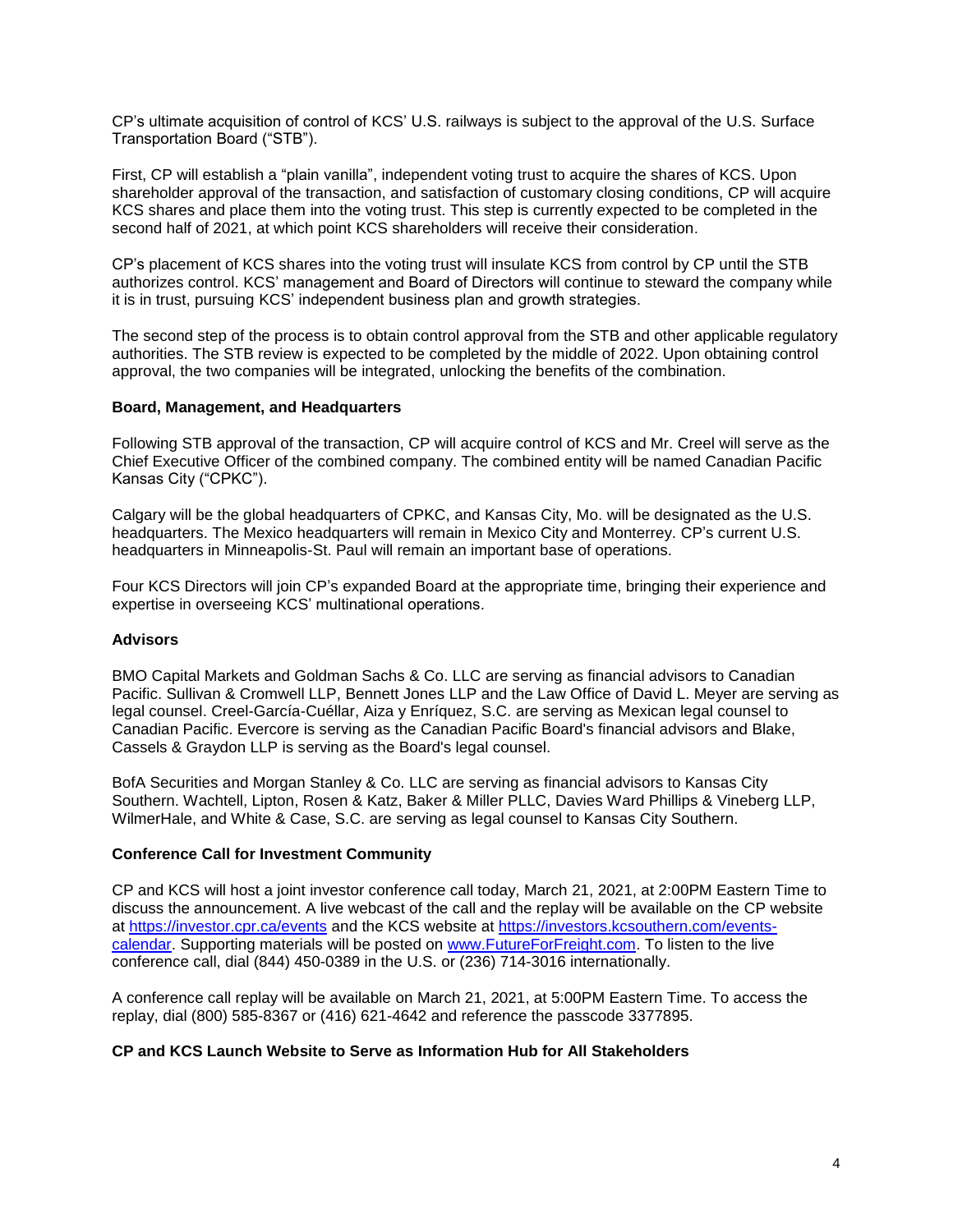CP's ultimate acquisition of control of KCS' U.S. railways is subject to the approval of the U.S. Surface Transportation Board ("STB").

First, CP will establish a "plain vanilla", independent voting trust to acquire the shares of KCS. Upon shareholder approval of the transaction, and satisfaction of customary closing conditions, CP will acquire KCS shares and place them into the voting trust. This step is currently expected to be completed in the second half of 2021, at which point KCS shareholders will receive their consideration.

CP's placement of KCS shares into the voting trust will insulate KCS from control by CP until the STB authorizes control. KCS' management and Board of Directors will continue to steward the company while it is in trust, pursuing KCS' independent business plan and growth strategies.

The second step of the process is to obtain control approval from the STB and other applicable regulatory authorities. The STB review is expected to be completed by the middle of 2022. Upon obtaining control approval, the two companies will be integrated, unlocking the benefits of the combination.

**Board, Management, and Headquarters**

Following STB approval of the transaction, CP will acquire control of KCS and Mr. Creel will serve as the Chief Executive Officer of the combined company. The combined entity will be named Canadian Pacific Kansas City ("CPKC").

Calgary will be the global headquarters of CPKC, and Kansas City, Mo. will be designated as the U.S. headquarters. The Mexico headquarters will remain in Mexico City and Monterrey. CP's current U.S. headquarters in Minneapolis-St. Paul will remain an important base of operations.

Four KCS Directors will join CP's expanded Board at the appropriate time, bringing their experience and expertise in overseeing KCS' multinational operations.

**Advisors**

BMO Capital Markets and Goldman Sachs & Co. LLC are serving as financial advisors to Canadian Pacific. Sullivan & Cromwell LLP, Bennett Jones LLP and the Law Office of David L. Meyer are serving as legal counsel. Creel-García-Cuéllar, Aiza y Enríquez, S.C. are serving as Mexican legal counsel to Canadian Pacific. Evercore is serving as the Canadian Pacific Board's financial advisors and Blake, Cassels & Graydon LLP is serving as the Board's legal counsel.

BofA Securities and Morgan Stanley & Co. LLC are serving as financial advisors to Kansas City Southern. Wachtell, Lipton, Rosen & Katz, Baker & Miller PLLC, Davies Ward Phillips & Vineberg LLP, WilmerHale, and White & Case, S.C. are serving as legal counsel to Kansas City Southern.

**Conference Call for Investment Community**

CP and KCS will host a joint investor conference call today, March 21, 2021, at 2:00PM Eastern Time to discuss the announcement. A live webcast of the call and the replay will be available on the CP website at [https://investor.cpr.ca/events](https://investor.cpr.ca/events) and the KCS website at [https://investors.kcsouthern.com/events-calendar](https://investors.kcsouthern.com/events-calendar). Supporting materials will be posted on [www.FutureForFreight.com](http://www.FutureForFreight.com). To listen to the live conference call, dial (844) 450-0389 in the U.S. or (236) 714-3016 internationally.

A conference call replay will be available on March 21, 2021, at 5:00PM Eastern Time. To access the replay, dial (800) 585-8367 or (416) 621-4642 and reference the passcode 3377895.

**CP and KCS Launch Website to Serve as Information Hub for All Stakeholders**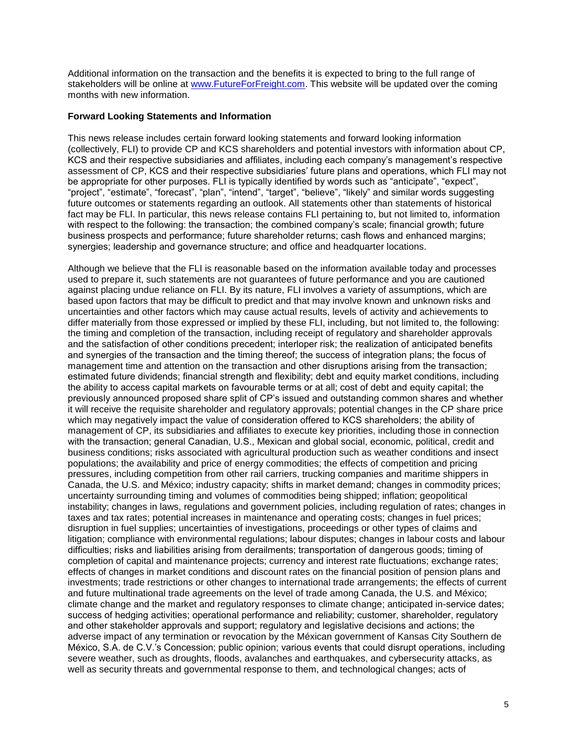Additional information on the transaction and the benefits it is expected to bring to the full range of stakeholders will be online at [www.FutureForFreight.com](http://www.FutureForFreight.com). This website will be updated over the coming months with new information.

**Forward Looking Statements and Information**

This news release includes certain forward looking statements and forward looking information (collectively, FLI) to provide CP and KCS shareholders and potential investors with information about CP, KCS and their respective subsidiaries and affiliates, including each company's management's respective assessment of CP, KCS and their respective subsidiaries' future plans and operations, which FLI may not be appropriate for other purposes. FLI is typically identified by words such as "anticipate", "expect", "project", "estimate", "forecast", "plan", "intend", "target", "believe", "likely" and similar words suggesting future outcomes or statements regarding an outlook. All statements other than statements of historical fact may be FLI. In particular, this news release contains FLI pertaining to, but not limited to, information with respect to the following: the transaction; the combined company's scale; financial growth; future business prospects and performance; future shareholder returns; cash flows and enhanced margins; synergies; leadership and governance structure; and office and headquarter locations.

Although we believe that the FLI is reasonable based on the information available today and processes used to prepare it, such statements are not guarantees of future performance and you are cautioned against placing undue reliance on FLI. By its nature, FLI involves a variety of assumptions, which are based upon factors that may be difficult to predict and that may involve known and unknown risks and uncertainties and other factors which may cause actual results, levels of activity and achievements to differ materially from those expressed or implied by these FLI, including, but not limited to, the following: the timing and completion of the transaction, including receipt of regulatory and shareholder approvals and the satisfaction of other conditions precedent; interloper risk; the realization of anticipated benefits and synergies of the transaction and the timing thereof; the success of integration plans; the focus of management time and attention on the transaction and other disruptions arising from the transaction; estimated future dividends; financial strength and flexibility; debt and equity market conditions, including the ability to access capital markets on favourable terms or at all; cost of debt and equity capital; the previously announced proposed share split of CP's issued and outstanding common shares and whether it will receive the requisite shareholder and regulatory approvals; potential changes in the CP share price which may negatively impact the value of consideration offered to KCS shareholders; the ability of management of CP, its subsidiaries and affiliates to execute key priorities, including those in connection with the transaction; general Canadian, U.S., Mexican and global social, economic, political, credit and business conditions; risks associated with agricultural production such as weather conditions and insect populations; the availability and price of energy commodities; the effects of competition and pricing pressures, including competition from other rail carriers, trucking companies and maritime shippers in Canada, the U.S. and México; industry capacity; shifts in market demand; changes in commodity prices; uncertainty surrounding timing and volumes of commodities being shipped; inflation; geopolitical instability; changes in laws, regulations and government policies, including regulation of rates; changes in taxes and tax rates; potential increases in maintenance and operating costs; changes in fuel prices; disruption in fuel supplies; uncertainties of investigations, proceedings or other types of claims and litigation; compliance with environmental regulations; labour disputes; changes in labour costs and labour difficulties; risks and liabilities arising from derailments; transportation of dangerous goods; timing of completion of capital and maintenance projects; currency and interest rate fluctuations; exchange rates; effects of changes in market conditions and discount rates on the financial position of pension plans and investments; trade restrictions or other changes to international trade arrangements; the effects of current and future multinational trade agreements on the level of trade among Canada, the U.S. and México; climate change and the market and regulatory responses to climate change; anticipated in-service dates; success of hedging activities; operational performance and reliability; customer, shareholder, regulatory and other stakeholder approvals and support; regulatory and legislative decisions and actions; the adverse impact of any termination or revocation by the Méxican government of Kansas City Southern de México, S.A. de C.V.'s Concession; public opinion; various events that could disrupt operations, including severe weather, such as droughts, floods, avalanches and earthquakes, and cybersecurity attacks, as well as security threats and governmental response to them, and technological changes; acts of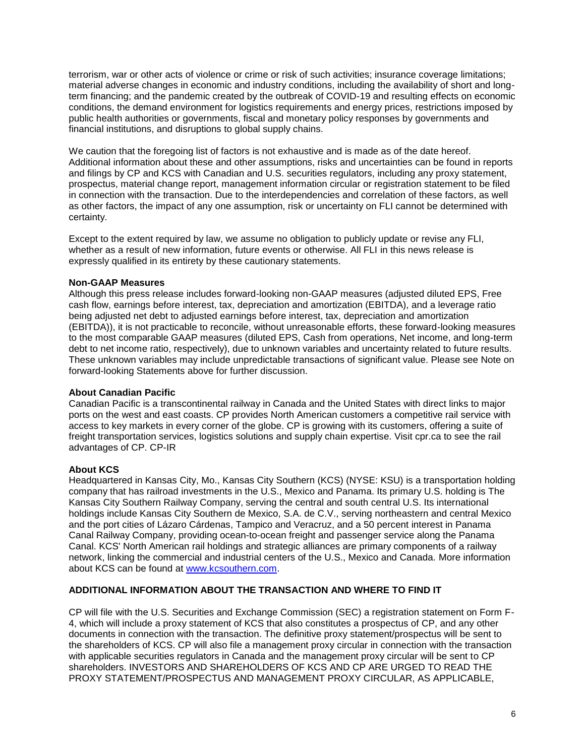terrorism, war or other acts of violence or crime or risk of such activities; insurance coverage limitations; material adverse changes in economic and industry conditions, including the availability of short and long-term financing; and the pandemic created by the outbreak of COVID-19 and resulting effects on economic conditions, the demand environment for logistics requirements and energy prices, restrictions imposed by public health authorities or governments, fiscal and monetary policy responses by governments and financial institutions, and disruptions to global supply chains.

We caution that the foregoing list of factors is not exhaustive and is made as of the date hereof. Additional information about these and other assumptions, risks and uncertainties can be found in reports and filings by CP and KCS with Canadian and U.S. securities regulators, including any proxy statement, prospectus, material change report, management information circular or registration statement to be filed in connection with the transaction. Due to the interdependencies and correlation of these factors, as well as other factors, the impact of any one assumption, risk or uncertainty on FLI cannot be determined with certainty.

Except to the extent required by law, we assume no obligation to publicly update or revise any FLI, whether as a result of new information, future events or otherwise. All FLI in this news release is expressly qualified in its entirety by these cautionary statements.

**Non-GAAP Measures**

Although this press release includes forward-looking non-GAAP measures (adjusted diluted EPS, Free cash flow, earnings before interest, tax, depreciation and amortization (EBITDA), and a leverage ratio being adjusted net debt to adjusted earnings before interest, tax, depreciation and amortization (EBITDA)), it is not practicable to reconcile, without unreasonable efforts, these forward-looking measures to the most comparable GAAP measures (diluted EPS, Cash from operations, Net income, and long-term debt to net income ratio, respectively), due to unknown variables and uncertainty related to future results. These unknown variables may include unpredictable transactions of significant value. Please see Note on forward-looking Statements above for further discussion.

**About Canadian Pacific**

Canadian Pacific is a transcontinental railway in Canada and the United States with direct links to major ports on the west and east coasts. CP provides North American customers a competitive rail service with access to key markets in every corner of the globe. CP is growing with its customers, offering a suite of freight transportation services, logistics solutions and supply chain expertise. Visit cpr.ca to see the rail advantages of CP. CP-IR

**About KCS**

Headquartered in Kansas City, Mo., Kansas City Southern (KCS) (NYSE: KSU) is a transportation holding company that has railroad investments in the U.S., Mexico and Panama. Its primary U.S. holding is The Kansas City Southern Railway Company, serving the central and south central U.S. Its international holdings include Kansas City Southern de Mexico, S.A. de C.V., serving northeastern and central Mexico and the port cities of Lázaro Cárdenas, Tampico and Veracruz, and a 50 percent interest in Panama Canal Railway Company, providing ocean-to-ocean freight and passenger service along the Panama Canal. KCS' North American rail holdings and strategic alliances are primary components of a railway network, linking the commercial and industrial centers of the U.S., Mexico and Canada. More information about KCS can be found at [www.kcsouthern.com](www.kcsouthern.com).

**ADDITIONAL INFORMATION ABOUT THE TRANSACTION AND WHERE TO FIND IT**

CP will file with the U.S. Securities and Exchange Commission (SEC) a registration statement on Form F-4, which will include a proxy statement of KCS that also constitutes a prospectus of CP, and any other documents in connection with the transaction. The definitive proxy statement/prospectus will be sent to the shareholders of KCS. CP will also file a management proxy circular in connection with the transaction with applicable securities regulators in Canada and the management proxy circular will be sent to CP shareholders. INVESTORS AND SHAREHOLDERS OF KCS AND CP ARE URGED TO READ THE PROXY STATEMENT/PROSPECTUS AND MANAGEMENT PROXY CIRCULAR, AS APPLICABLE,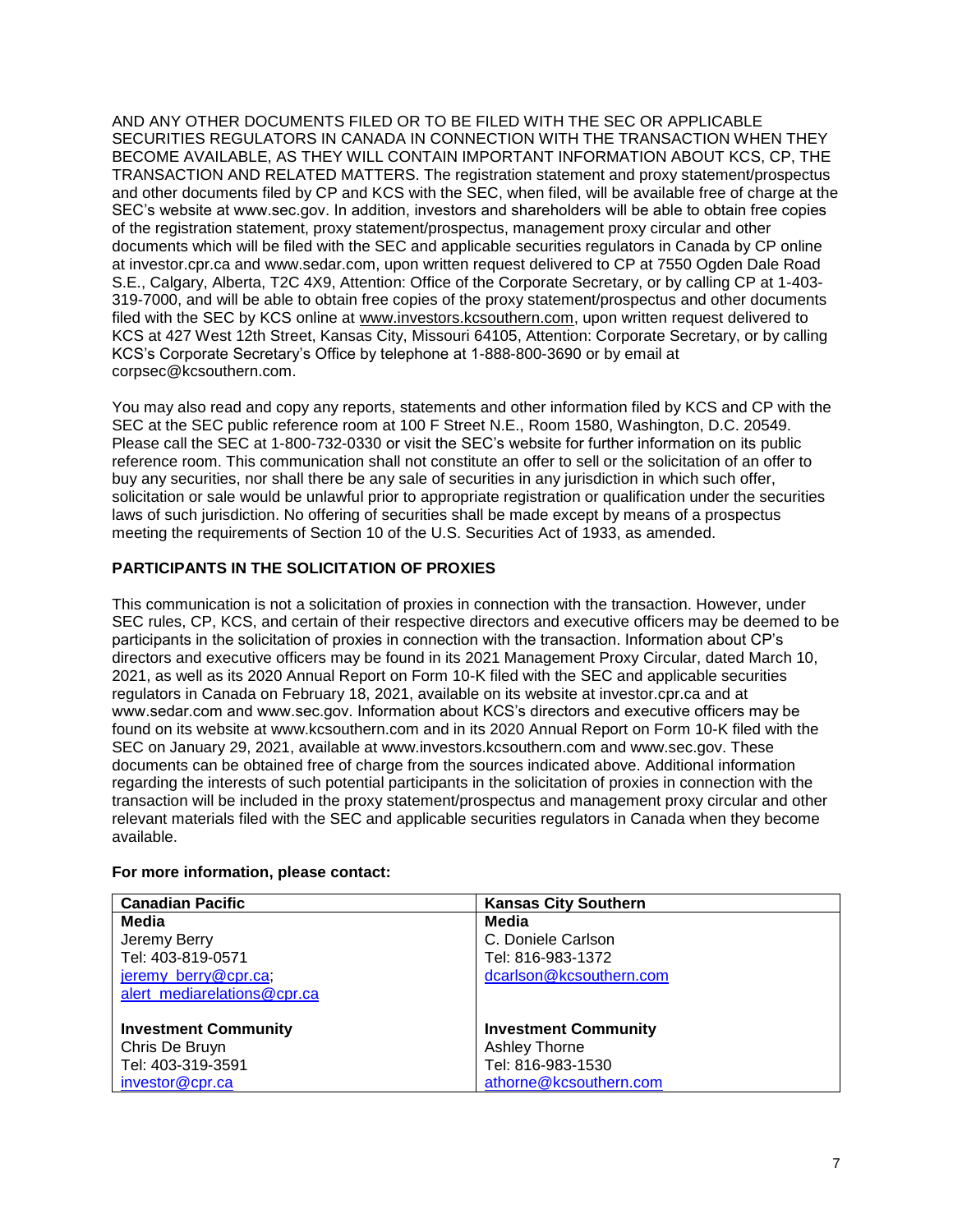AND ANY OTHER DOCUMENTS FILED OR TO BE FILED WITH THE SEC OR APPLICABLE SECURITIES REGULATORS IN CANADA IN CONNECTION WITH THE TRANSACTION WHEN THEY BECOME AVAILABLE, AS THEY WILL CONTAIN IMPORTANT INFORMATION ABOUT KCS, CP, THE TRANSACTION AND RELATED MATTERS. The registration statement and proxy statement/prospectus and other documents filed by CP and KCS with the SEC, when filed, will be available free of charge at the SEC's website at www.sec.gov. In addition, investors and shareholders will be able to obtain free copies of the registration statement, proxy statement/prospectus, management proxy circular and other documents which will be filed with the SEC and applicable securities regulators in Canada by CP online at investor.cpr.ca and www.sedar.com, upon written request delivered to CP at 7550 Ogden Dale Road S.E., Calgary, Alberta, T2C 4X9, Attention: Office of the Corporate Secretary, or by calling CP at 1-403-319-7000, and will be able to obtain free copies of the proxy statement/prospectus and other documents filed with the SEC by KCS online at www.investors.kcsouthern.com, upon written request delivered to KCS at 427 West 12th Street, Kansas City, Missouri 64105, Attention: Corporate Secretary, or by calling KCS's Corporate Secretary's Office by telephone at 1-888-800-3690 or by email at corpsec@kcsouthern.com.

You may also read and copy any reports, statements and other information filed by KCS and CP with the SEC at the SEC public reference room at 100 F Street N.E., Room 1580, Washington, D.C. 20549. Please call the SEC at 1-800-732-0330 or visit the SEC's website for further information on its public reference room. This communication shall not constitute an offer to sell or the solicitation of an offer to buy any securities, nor shall there be any sale of securities in any jurisdiction in which such offer, solicitation or sale would be unlawful prior to appropriate registration or qualification under the securities laws of such jurisdiction. No offering of securities shall be made except by means of a prospectus meeting the requirements of Section 10 of the U.S. Securities Act of 1933, as amended.

**PARTICIPANTS IN THE SOLICITATION OF PROXIES**

This communication is not a solicitation of proxies in connection with the transaction. However, under SEC rules, CP, KCS, and certain of their respective directors and executive officers may be deemed to be participants in the solicitation of proxies in connection with the transaction. Information about CP's directors and executive officers may be found in its 2021 Management Proxy Circular, dated March 10, 2021, as well as its 2020 Annual Report on Form 10-K filed with the SEC and applicable securities regulators in Canada on February 18, 2021, available on its website at investor.cpr.ca and at www.sedar.com and www.sec.gov. Information about KCS's directors and executive officers may be found on its website at www.kcsouthern.com and in its 2020 Annual Report on Form 10-K filed with the SEC on January 29, 2021, available at www.investors.kcsouthern.com and www.sec.gov. These documents can be obtained free of charge from the sources indicated above. Additional information regarding the interests of such potential participants in the solicitation of proxies in connection with the transaction will be included in the proxy statement/prospectus and management proxy circular and other relevant materials filed with the SEC and applicable securities regulators in Canada when they become available.

**For more information, please contact:**

| **Canadian Pacific** | **Kansas City Southern** |
|---|---|
| **Media**<br>Jeremy Berry<br>Tel: 403-819-0571<br>jeremy_berry@cpr.ca;<br>alert_mediarelations@cpr.ca | **Media**<br>C. Doniele Carlson<br>Tel: 816-983-1372<br>dcarlson@kcsouthern.com |
| **Investment Community**<br>Chris De Bruyn<br>Tel: 403-319-3591<br>investor@cpr.ca | **Investment Community**<br>Ashley Thorne<br>Tel: 816-983-1530<br>athorne@kcsouthern.com |